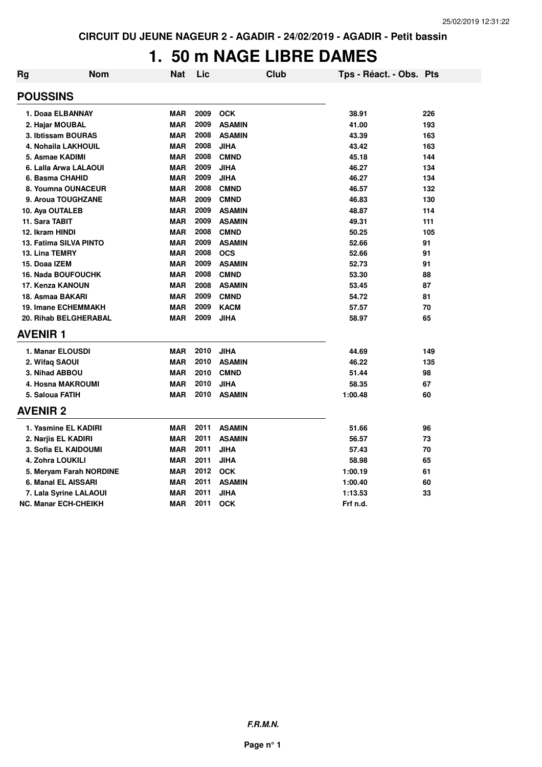CIRCUIT DU JEUNE NAGEUR 2 - AGADIR - 24/02/2019 - AGADIR - Petit bassin

# 1. 50 m NAGE LIBRE DAMES

| Rg | Nom | Nat | Lic | Club | Tps - Réact. - Obs. | Pts |
|---|---|---|---|---|---|---|
| **POUSSINS** | | | | | | |
| 1. | Doaa ELBANNAY | MAR | 2009 | OCK | 38.91 | 226 |
| 2. | Hajar MOUBAL | MAR | 2009 | ASAMIN | 41.00 | 193 |
| 3. | Ibtissam BOURAS | MAR | 2008 | ASAMIN | 43.39 | 163 |
| 4. | Nohaila LAKHOUIL | MAR | 2008 | JIHA | 43.42 | 163 |
| 5. | Asmae KADIMI | MAR | 2008 | CMND | 45.18 | 144 |
| 6. | Lalla Arwa LALAOUI | MAR | 2009 | JIHA | 46.27 | 134 |
| 6. | Basma CHAHID | MAR | 2009 | JIHA | 46.27 | 134 |
| 8. | Youmna OUNACEUR | MAR | 2008 | CMND | 46.57 | 132 |
| 9. | Aroua TOUGHZANE | MAR | 2009 | CMND | 46.83 | 130 |
| 10. | Aya OUTALEB | MAR | 2009 | ASAMIN | 48.87 | 114 |
| 11. | Sara TABIT | MAR | 2009 | ASAMIN | 49.31 | 111 |
| 12. | Ikram HINDI | MAR | 2008 | CMND | 50.25 | 105 |
| 13. | Fatima SILVA PINTO | MAR | 2009 | ASAMIN | 52.66 | 91 |
| 13. | Lina TEMRY | MAR | 2008 | OCS | 52.66 | 91 |
| 15. | Doaa IZEM | MAR | 2009 | ASAMIN | 52.73 | 91 |
| 16. | Nada BOUFOUCHK | MAR | 2008 | CMND | 53.30 | 88 |
| 17. | Kenza KANOUN | MAR | 2008 | ASAMIN | 53.45 | 87 |
| 18. | Asmaa BAKARI | MAR | 2009 | CMND | 54.72 | 81 |
| 19. | Imane ECHEMMAKH | MAR | 2009 | KACM | 57.57 | 70 |
| 20. | Rihab BELGHERABAL | MAR | 2009 | JIHA | 58.97 | 65 |
| **AVENIR 1** | | | | | | |
| 1. | Manar ELOUSDI | MAR | 2010 | JIHA | 44.69 | 149 |
| 2. | Wifaq SAOUI | MAR | 2010 | ASAMIN | 46.22 | 135 |
| 3. | Nihad ABBOU | MAR | 2010 | CMND | 51.44 | 98 |
| 4. | Hosna MAKROUMI | MAR | 2010 | JIHA | 58.35 | 67 |
| 5. | Saloua FATIH | MAR | 2010 | ASAMIN | 1:00.48 | 60 |
| **AVENIR 2** | | | | | | |
| 1. | Yasmine EL KADIRI | MAR | 2011 | ASAMIN | 51.66 | 96 |
| 2. | Narjis EL KADIRI | MAR | 2011 | ASAMIN | 56.57 | 73 |
| 3. | Sofia EL KAIDOUMI | MAR | 2011 | JIHA | 57.43 | 70 |
| 4. | Zohra LOUKILI | MAR | 2011 | JIHA | 58.98 | 65 |
| 5. | Meryam Farah NORDINE | MAR | 2012 | OCK | 1:00.19 | 61 |
| 6. | Manal EL AISSARI | MAR | 2011 | ASAMIN | 1:00.40 | 60 |
| 7. | Lala Syrine LALAOUI | MAR | 2011 | JIHA | 1:13.53 | 33 |
| NC. | Manar ECH-CHEIKH | MAR | 2011 | OCK | Frf n.d. | |

*F.R.M.N.*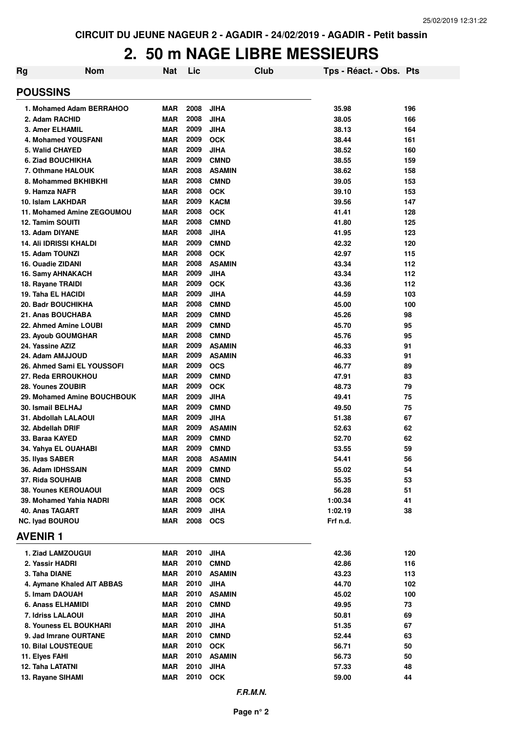CIRCUIT DU JEUNE NAGEUR 2 - AGADIR - 24/02/2019 - AGADIR - Petit bassin

# 2. 50 m NAGE LIBRE MESSIEURS

| Rg | Nom | Nat | Lic | Club | Tps - Réact. - Obs. | Pts |
|---|---|---|---|---|---|---|

## POUSSINS

| Rg | Nom | Nat | Lic | Club | Tps - Réact. - Obs. | Pts |
|---|---|---|---|---|---|---|
| 1. | Mohamed Adam BERRAHOO | MAR | 2008 | JIHA | 35.98 | 196 |
| 2. | Adam RACHID | MAR | 2008 | JIHA | 38.05 | 166 |
| 3. | Amer ELHAMIL | MAR | 2009 | JIHA | 38.13 | 164 |
| 4. | Mohamed YOUSFANI | MAR | 2009 | OCK | 38.44 | 161 |
| 5. | Walid CHAYED | MAR | 2009 | JIHA | 38.52 | 160 |
| 6. | Ziad BOUCHIKHA | MAR | 2009 | CMND | 38.55 | 159 |
| 7. | Othmane HALOUK | MAR | 2008 | ASAMIN | 38.62 | 158 |
| 8. | Mohammed BKHIBKHI | MAR | 2008 | CMND | 39.05 | 153 |
| 9. | Hamza NAFR | MAR | 2008 | OCK | 39.10 | 153 |
| 10. | Islam LAKHDAR | MAR | 2009 | KACM | 39.56 | 147 |
| 11. | Mohamed Amine ZEGOUMOU | MAR | 2008 | OCK | 41.41 | 128 |
| 12. | Tamim SOUITI | MAR | 2008 | CMND | 41.80 | 125 |
| 13. | Adam DIYANE | MAR | 2008 | JIHA | 41.95 | 123 |
| 14. | Ali IDRISSI KHALDI | MAR | 2009 | CMND | 42.32 | 120 |
| 15. | Adam TOUNZI | MAR | 2008 | OCK | 42.97 | 115 |
| 16. | Ouadie ZIDANI | MAR | 2008 | ASAMIN | 43.34 | 112 |
| 16. | Samy AHNAKACH | MAR | 2009 | JIHA | 43.34 | 112 |
| 18. | Rayane TRAIDI | MAR | 2009 | OCK | 43.36 | 112 |
| 19. | Taha EL HACIDI | MAR | 2009 | JIHA | 44.59 | 103 |
| 20. | Badr BOUCHIKHA | MAR | 2008 | CMND | 45.00 | 100 |
| 21. | Anas BOUCHABA | MAR | 2009 | CMND | 45.26 | 98 |
| 22. | Ahmed Amine LOUBI | MAR | 2009 | CMND | 45.70 | 95 |
| 23. | Ayoub GOUMGHAR | MAR | 2008 | CMND | 45.76 | 95 |
| 24. | Yassine AZIZ | MAR | 2009 | ASAMIN | 46.33 | 91 |
| 24. | Adam AMJJOUD | MAR | 2009 | ASAMIN | 46.33 | 91 |
| 26. | Ahmed Sami EL YOUSSOFI | MAR | 2009 | OCS | 46.77 | 89 |
| 27. | Reda ERROUKHOU | MAR | 2009 | CMND | 47.91 | 83 |
| 28. | Younes ZOUBIR | MAR | 2009 | OCK | 48.73 | 79 |
| 29. | Mohamed Amine BOUCHBOUK | MAR | 2009 | JIHA | 49.41 | 75 |
| 30. | Ismail BELHAJ | MAR | 2009 | CMND | 49.50 | 75 |
| 31. | Abdollah LALAOUI | MAR | 2009 | JIHA | 51.38 | 67 |
| 32. | Abdellah DRIF | MAR | 2009 | ASAMIN | 52.63 | 62 |
| 33. | Baraa KAYED | MAR | 2009 | CMND | 52.70 | 62 |
| 34. | Yahya EL OUAHABI | MAR | 2009 | CMND | 53.55 | 59 |
| 35. | Ilyas SABER | MAR | 2008 | ASAMIN | 54.41 | 56 |
| 36. | Adam IDHSSAIN | MAR | 2009 | CMND | 55.02 | 54 |
| 37. | Rida SOUHAIB | MAR | 2008 | CMND | 55.35 | 53 |
| 38. | Younes KEROUAOUI | MAR | 2009 | OCS | 56.28 | 51 |
| 39. | Mohamed Yahia NADRI | MAR | 2008 | OCK | 1:00.34 | 41 |
| 40. | Anas TAGART | MAR | 2009 | JIHA | 1:02.19 | 38 |
| NC. | Iyad BOUROU | MAR | 2008 | OCS | Frf n.d. | |

## AVENIR 1

| Rg | Nom | Nat | Lic | Club | Tps - Réact. - Obs. | Pts |
|---|---|---|---|---|---|---|
| 1. | Ziad LAMZOUGUI | MAR | 2010 | JIHA | 42.36 | 120 |
| 2. | Yassir HADRI | MAR | 2010 | CMND | 42.86 | 116 |
| 3. | Taha DIANE | MAR | 2010 | ASAMIN | 43.23 | 113 |
| 4. | Aymane Khaled AIT ABBAS | MAR | 2010 | JIHA | 44.70 | 102 |
| 5. | Imam DAOUAH | MAR | 2010 | ASAMIN | 45.02 | 100 |
| 6. | Anass ELHAMIDI | MAR | 2010 | CMND | 49.95 | 73 |
| 7. | Idriss LALAOUI | MAR | 2010 | JIHA | 50.81 | 69 |
| 8. | Youness EL BOUKHARI | MAR | 2010 | JIHA | 51.35 | 67 |
| 9. | Jad Imrane OURTANE | MAR | 2010 | CMND | 52.44 | 63 |
| 10. | Bilal LOUSTEQUE | MAR | 2010 | OCK | 56.71 | 50 |
| 11. | Elyes FAHI | MAR | 2010 | ASAMIN | 56.73 | 50 |
| 12. | Taha LATATNI | MAR | 2010 | JIHA | 57.33 | 48 |
| 13. | Rayane SIHAMI | MAR | 2010 | OCK | 59.00 | 44 |

*F.R.M.N.*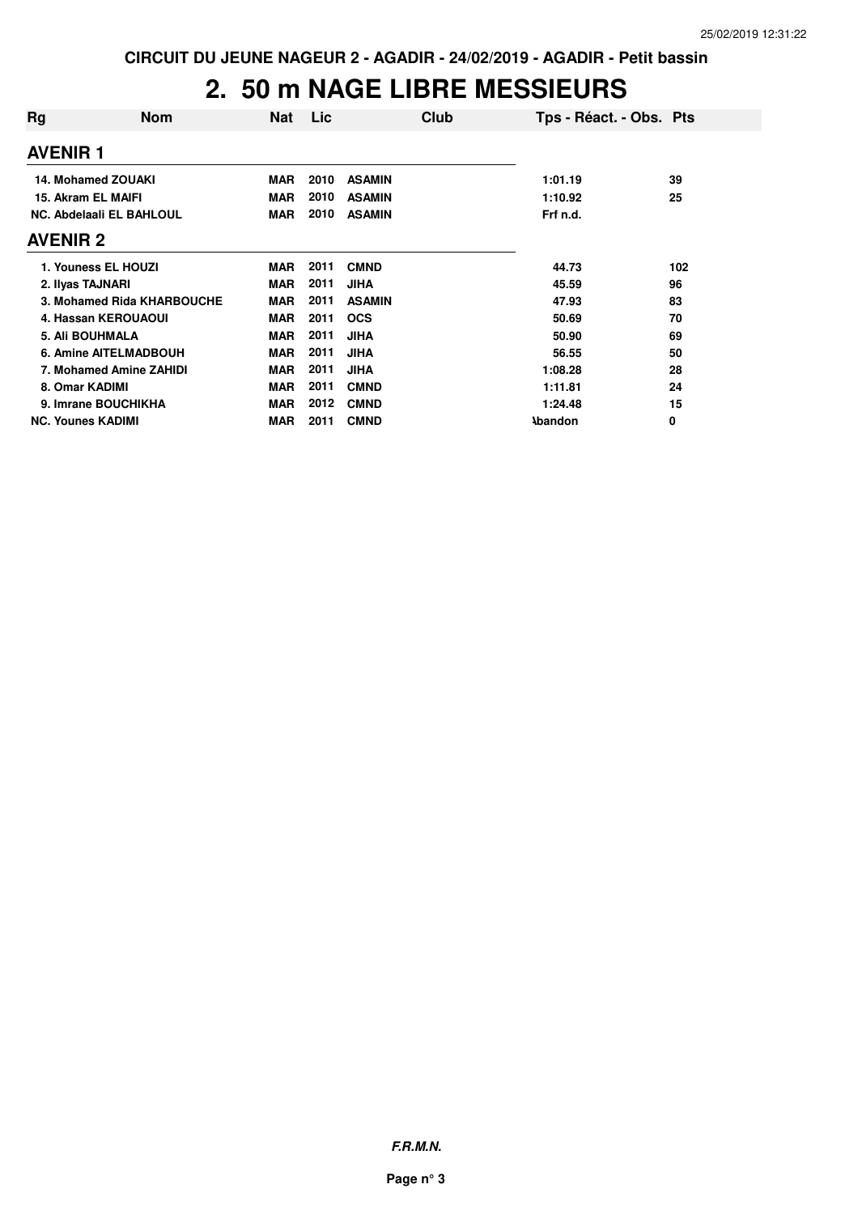CIRCUIT DU JEUNE NAGEUR 2 - AGADIR - 24/02/2019 - AGADIR - Petit bassin

# 2. 50 m NAGE LIBRE MESSIEURS

| Rg | Nom | Nat | Lic | Club | Tps - Réact. - Obs. | Pts |
|---|---|---|---|---|---|---|
| **AVENIR 1** | | | | | | |
| 14. | Mohamed ZOUAKI | MAR | 2010 | ASAMIN | 1:01.19 | 39 |
| 15. | Akram EL MAIFI | MAR | 2010 | ASAMIN | 1:10.92 | 25 |
| NC. | Abdelaali EL BAHLOUL | MAR | 2010 | ASAMIN | Frf n.d. | |
| **AVENIR 2** | | | | | | |
| 1. | Youness EL HOUZI | MAR | 2011 | CMND | 44.73 | 102 |
| 2. | Ilyas TAJNARI | MAR | 2011 | JIHA | 45.59 | 96 |
| 3. | Mohamed Rida KHARBOUCHE | MAR | 2011 | ASAMIN | 47.93 | 83 |
| 4. | Hassan KEROUAOUI | MAR | 2011 | OCS | 50.69 | 70 |
| 5. | Ali BOUHMALA | MAR | 2011 | JIHA | 50.90 | 69 |
| 6. | Amine AITELMADBOUH | MAR | 2011 | JIHA | 56.55 | 50 |
| 7. | Mohamed Amine ZAHIDI | MAR | 2011 | JIHA | 1:08.28 | 28 |
| 8. | Omar KADIMI | MAR | 2011 | CMND | 1:11.81 | 24 |
| 9. | Imrane BOUCHIKHA | MAR | 2012 | CMND | 1:24.48 | 15 |
| NC. | Younes KADIMI | MAR | 2011 | CMND | Abandon | 0 |

*F.R.M.N.*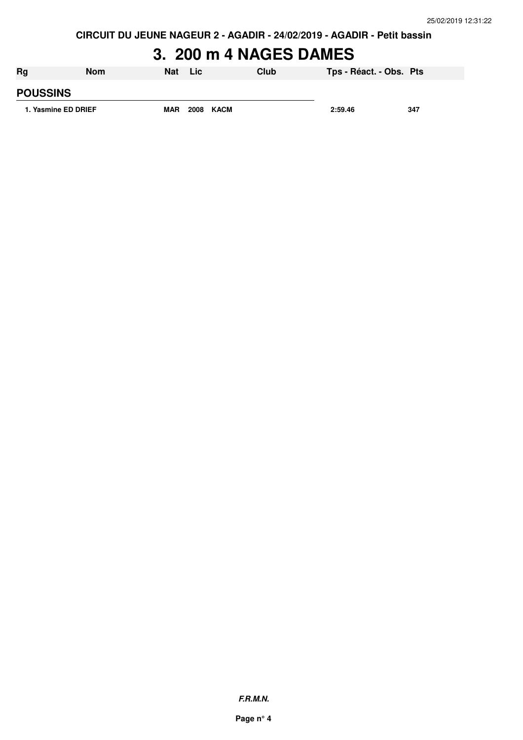CIRCUIT DU JEUNE NAGEUR 2 - AGADIR - 24/02/2019 - AGADIR - Petit bassin

# 3. 200 m 4 NAGES DAMES

| Rg | Nom | Nat | Lic | Club | Tps - Réact. - Obs. | Pts |
|---|---|---|---|---|---|---|
| **POUSSINS** | | | | | | |
| 1. | Yasmine ED DRIEF | MAR | 2008 | KACM | 2:59.46 | 347 |

***F.R.M.N.***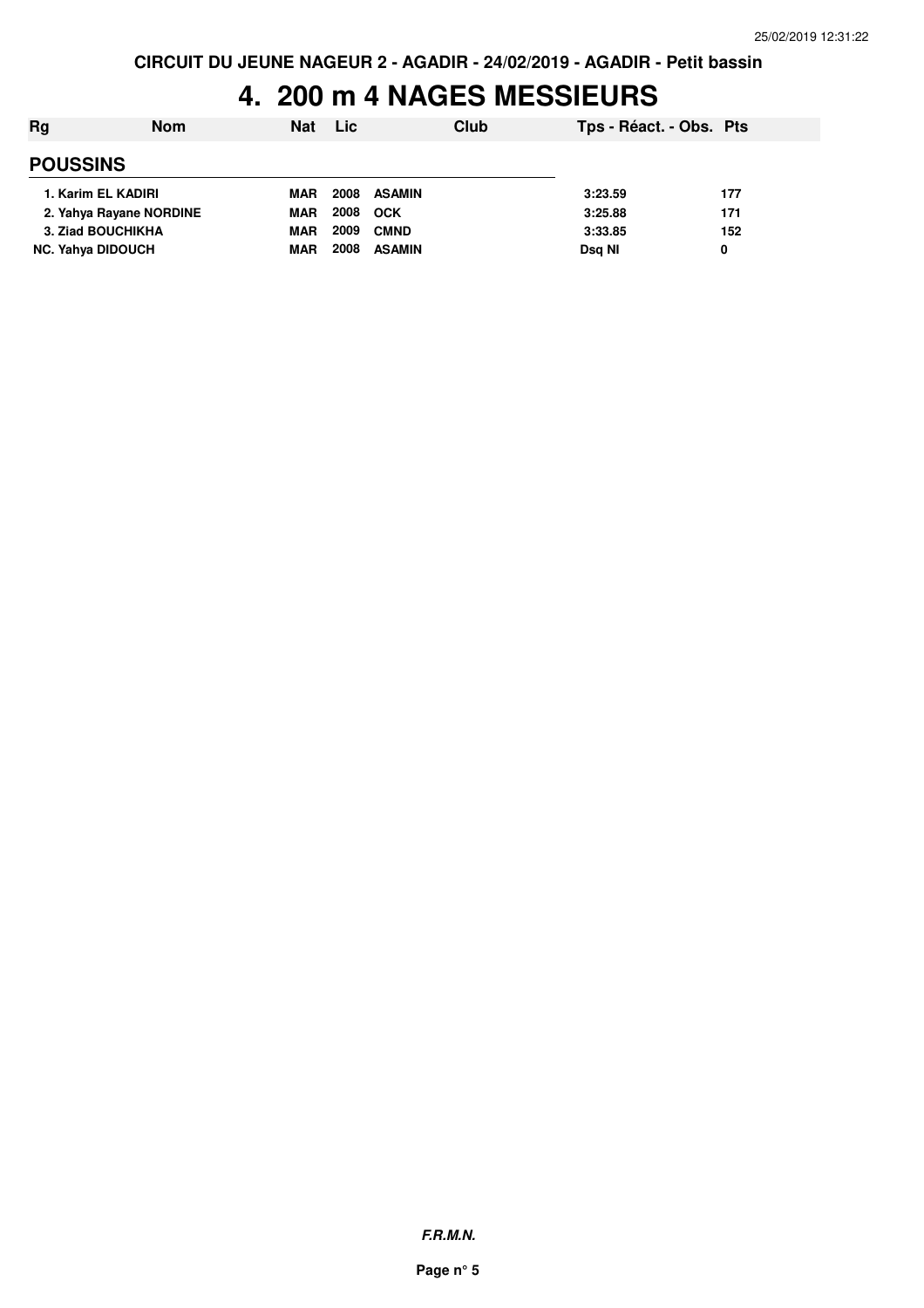# 4. 200 m 4 NAGES MESSIEURS

| Rg | Nom | Nat | Lic | Club | Tps - Réact. - Obs. | Pts |
|---|---|---|---|---|---|---|
| **POUSSINS** | | | | | | |
| 1. | Karim EL KADIRI | MAR | 2008 | ASAMIN | 3:23.59 | 177 |
| 2. | Yahya Rayane NORDINE | MAR | 2008 | OCK | 3:25.88 | 171 |
| 3. | Ziad BOUCHIKHA | MAR | 2009 | CMND | 3:33.85 | 152 |
| NC. | Yahya DIDOUCH | MAR | 2008 | ASAMIN | Dsq NI | 0 |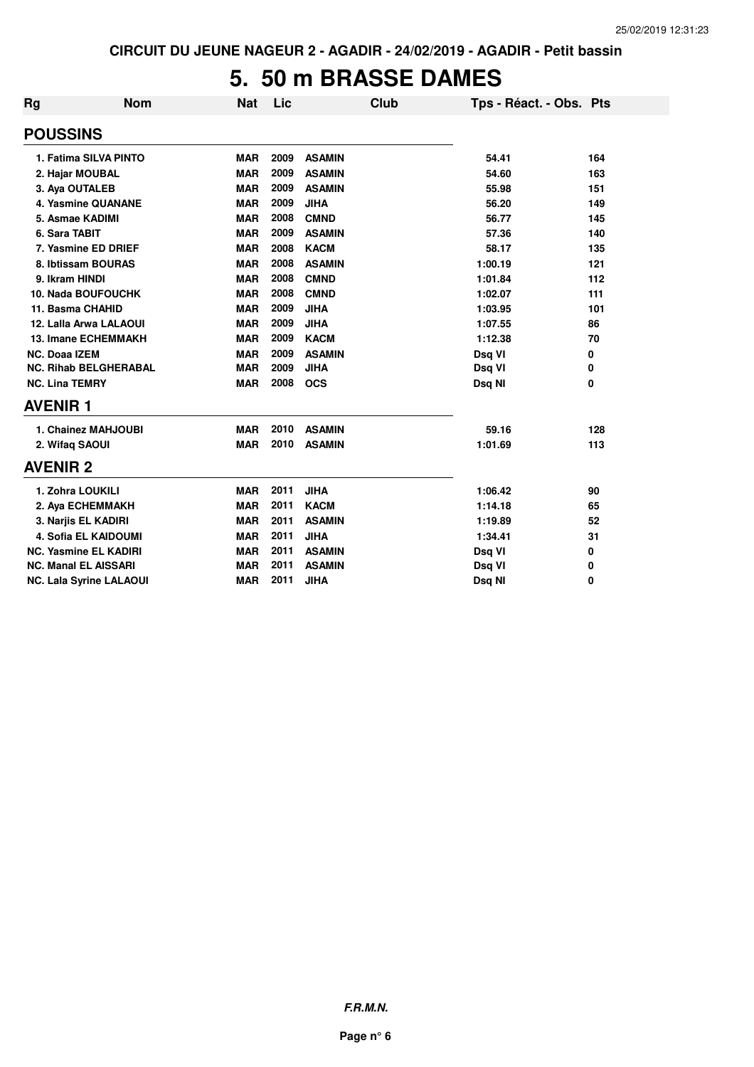CIRCUIT DU JEUNE NAGEUR 2 - AGADIR - 24/02/2019 - AGADIR - Petit bassin

# 5. 50 m BRASSE DAMES

| Rg | Nom | Nat | Lic | Club | Tps - Réact. - Obs. | Pts |
|---|---|---|---|---|---|---|
| **POUSSINS** | | | | | | |
| 1. | Fatima SILVA PINTO | MAR | 2009 | ASAMIN | 54.41 | 164 |
| 2. | Hajar MOUBAL | MAR | 2009 | ASAMIN | 54.60 | 163 |
| 3. | Aya OUTALEB | MAR | 2009 | ASAMIN | 55.98 | 151 |
| 4. | Yasmine QUANANE | MAR | 2009 | JIHA | 56.20 | 149 |
| 5. | Asmae KADIMI | MAR | 2008 | CMND | 56.77 | 145 |
| 6. | Sara TABIT | MAR | 2009 | ASAMIN | 57.36 | 140 |
| 7. | Yasmine ED DRIEF | MAR | 2008 | KACM | 58.17 | 135 |
| 8. | Ibtissam BOURAS | MAR | 2008 | ASAMIN | 1:00.19 | 121 |
| 9. | Ikram HINDI | MAR | 2008 | CMND | 1:01.84 | 112 |
| 10. | Nada BOUFOUCHK | MAR | 2008 | CMND | 1:02.07 | 111 |
| 11. | Basma CHAHID | MAR | 2009 | JIHA | 1:03.95 | 101 |
| 12. | Lalla Arwa LALAOUI | MAR | 2009 | JIHA | 1:07.55 | 86 |
| 13. | Imane ECHEMMAKH | MAR | 2009 | KACM | 1:12.38 | 70 |
| NC. | Doaa IZEM | MAR | 2009 | ASAMIN | Dsq VI | 0 |
| NC. | Rihab BELGHERABAL | MAR | 2009 | JIHA | Dsq VI | 0 |
| NC. | Lina TEMRY | MAR | 2008 | OCS | Dsq NI | 0 |
| **AVENIR 1** | | | | | | |
| 1. | Chainez MAHJOUBI | MAR | 2010 | ASAMIN | 59.16 | 128 |
| 2. | Wifaq SAOUI | MAR | 2010 | ASAMIN | 1:01.69 | 113 |
| **AVENIR 2** | | | | | | |
| 1. | Zohra LOUKILI | MAR | 2011 | JIHA | 1:06.42 | 90 |
| 2. | Aya ECHEMMAKH | MAR | 2011 | KACM | 1:14.18 | 65 |
| 3. | Narjis EL KADIRI | MAR | 2011 | ASAMIN | 1:19.89 | 52 |
| 4. | Sofia EL KAIDOUMI | MAR | 2011 | JIHA | 1:34.41 | 31 |
| NC. | Yasmine EL KADIRI | MAR | 2011 | ASAMIN | Dsq VI | 0 |
| NC. | Manal EL AISSARI | MAR | 2011 | ASAMIN | Dsq VI | 0 |
| NC. | Lala Syrine LALAOUI | MAR | 2011 | JIHA | Dsq NI | 0 |

*F.R.M.N.*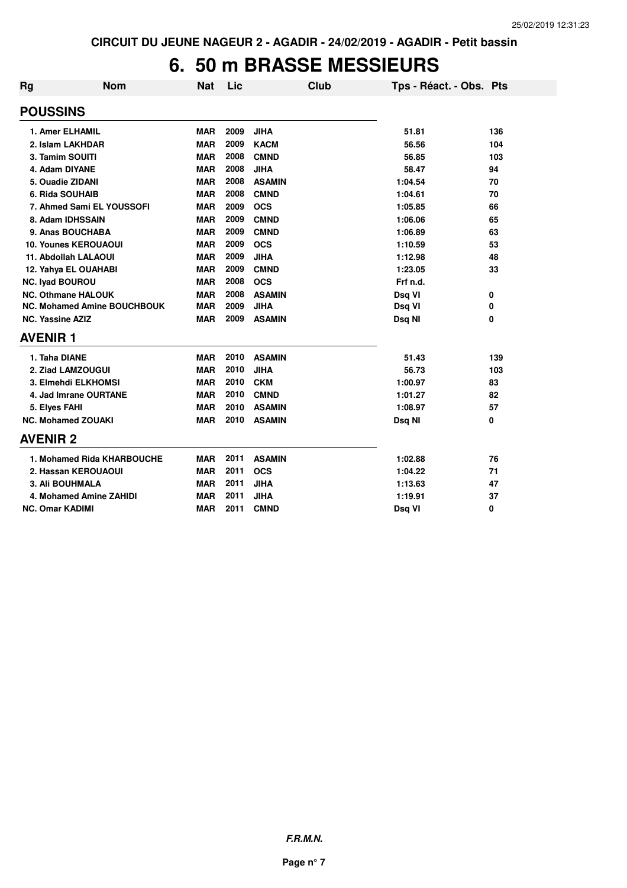CIRCUIT DU JEUNE NAGEUR 2 - AGADIR - 24/02/2019 - AGADIR - Petit bassin

# 6. 50 m BRASSE MESSIEURS

| Rg | Nom | Nat | Lic | Club | Tps - Réact. - Obs. | Pts |
|---|---|---|---|---|---|---|
| **POUSSINS** | | | | | | |
| 1. | Amer ELHAMIL | MAR | 2009 | JIHA | 51.81 | 136 |
| 2. | Islam LAKHDAR | MAR | 2009 | KACM | 56.56 | 104 |
| 3. | Tamim SOUITI | MAR | 2008 | CMND | 56.85 | 103 |
| 4. | Adam DIYANE | MAR | 2008 | JIHA | 58.47 | 94 |
| 5. | Ouadie ZIDANI | MAR | 2008 | ASAMIN | 1:04.54 | 70 |
| 6. | Rida SOUHAIB | MAR | 2008 | CMND | 1:04.61 | 70 |
| 7. | Ahmed Sami EL YOUSSOFI | MAR | 2009 | OCS | 1:05.85 | 66 |
| 8. | Adam IDHSSAIN | MAR | 2009 | CMND | 1:06.06 | 65 |
| 9. | Anas BOUCHABA | MAR | 2009 | CMND | 1:06.89 | 63 |
| 10. | Younes KEROUAOUI | MAR | 2009 | OCS | 1:10.59 | 53 |
| 11. | Abdollah LALAOUI | MAR | 2009 | JIHA | 1:12.98 | 48 |
| 12. | Yahya EL OUAHABI | MAR | 2009 | CMND | 1:23.05 | 33 |
| NC. | Iyad BOUROU | MAR | 2008 | OCS | Frf n.d. | |
| NC. | Othmane HALOUK | MAR | 2008 | ASAMIN | Dsq VI | 0 |
| NC. | Mohamed Amine BOUCHBOUK | MAR | 2009 | JIHA | Dsq VI | 0 |
| NC. | Yassine AZIZ | MAR | 2009 | ASAMIN | Dsq NI | 0 |
| **AVENIR 1** | | | | | | |
| 1. | Taha DIANE | MAR | 2010 | ASAMIN | 51.43 | 139 |
| 2. | Ziad LAMZOUGUI | MAR | 2010 | JIHA | 56.73 | 103 |
| 3. | Elmehdi ELKHOMSI | MAR | 2010 | CKM | 1:00.97 | 83 |
| 4. | Jad Imrane OURTANE | MAR | 2010 | CMND | 1:01.27 | 82 |
| 5. | Elyes FAHI | MAR | 2010 | ASAMIN | 1:08.97 | 57 |
| NC. | Mohamed ZOUAKI | MAR | 2010 | ASAMIN | Dsq NI | 0 |
| **AVENIR 2** | | | | | | |
| 1. | Mohamed Rida KHARBOUCHE | MAR | 2011 | ASAMIN | 1:02.88 | 76 |
| 2. | Hassan KEROUAOUI | MAR | 2011 | OCS | 1:04.22 | 71 |
| 3. | Ali BOUHMALA | MAR | 2011 | JIHA | 1:13.63 | 47 |
| 4. | Mohamed Amine ZAHIDI | MAR | 2011 | JIHA | 1:19.91 | 37 |
| NC. | Omar KADIMI | MAR | 2011 | CMND | Dsq VI | 0 |

***F.R.M.N.***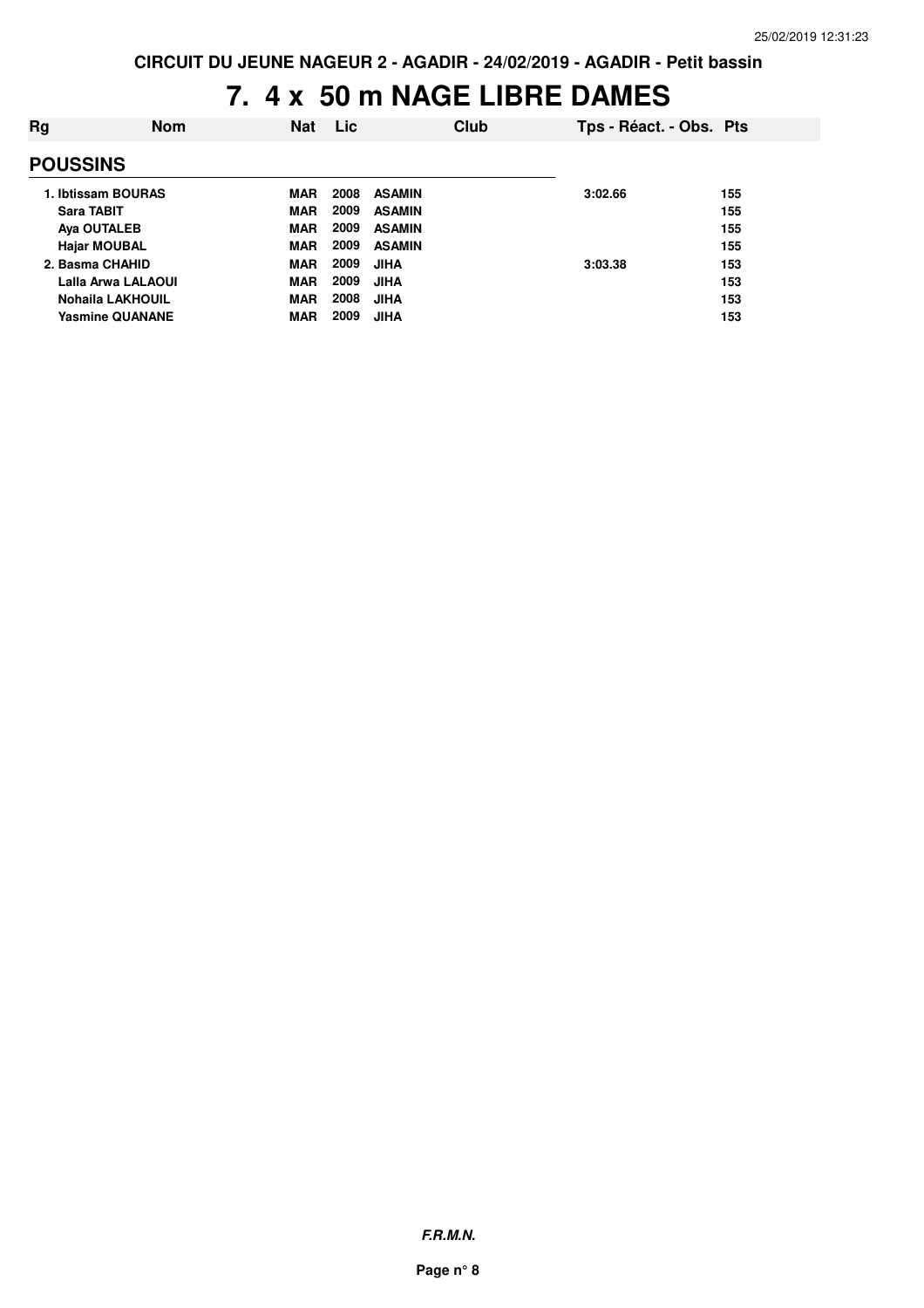# 7. 4 x 50 m NAGE LIBRE DAMES

| Rg | Nom | Nat | Lic | Club | Tps - Réact. - Obs. | Pts |
|---|---|---|---|---|---|---|
| **POUSSINS** | | | | | | |
| 1. | Ibtissam BOURAS | MAR | 2008 | ASAMIN | 3:02.66 | 155 |
| | Sara TABIT | MAR | 2009 | ASAMIN | | 155 |
| | Aya OUTALEB | MAR | 2009 | ASAMIN | | 155 |
| | Hajar MOUBAL | MAR | 2009 | ASAMIN | | 155 |
| 2. | Basma CHAHID | MAR | 2009 | JIHA | 3:03.38 | 153 |
| | Lalla Arwa LALAOUI | MAR | 2009 | JIHA | | 153 |
| | Nohaila LAKHOUIL | MAR | 2008 | JIHA | | 153 |
| | Yasmine QUANANE | MAR | 2009 | JIHA | | 153 |

***F.R.M.N.***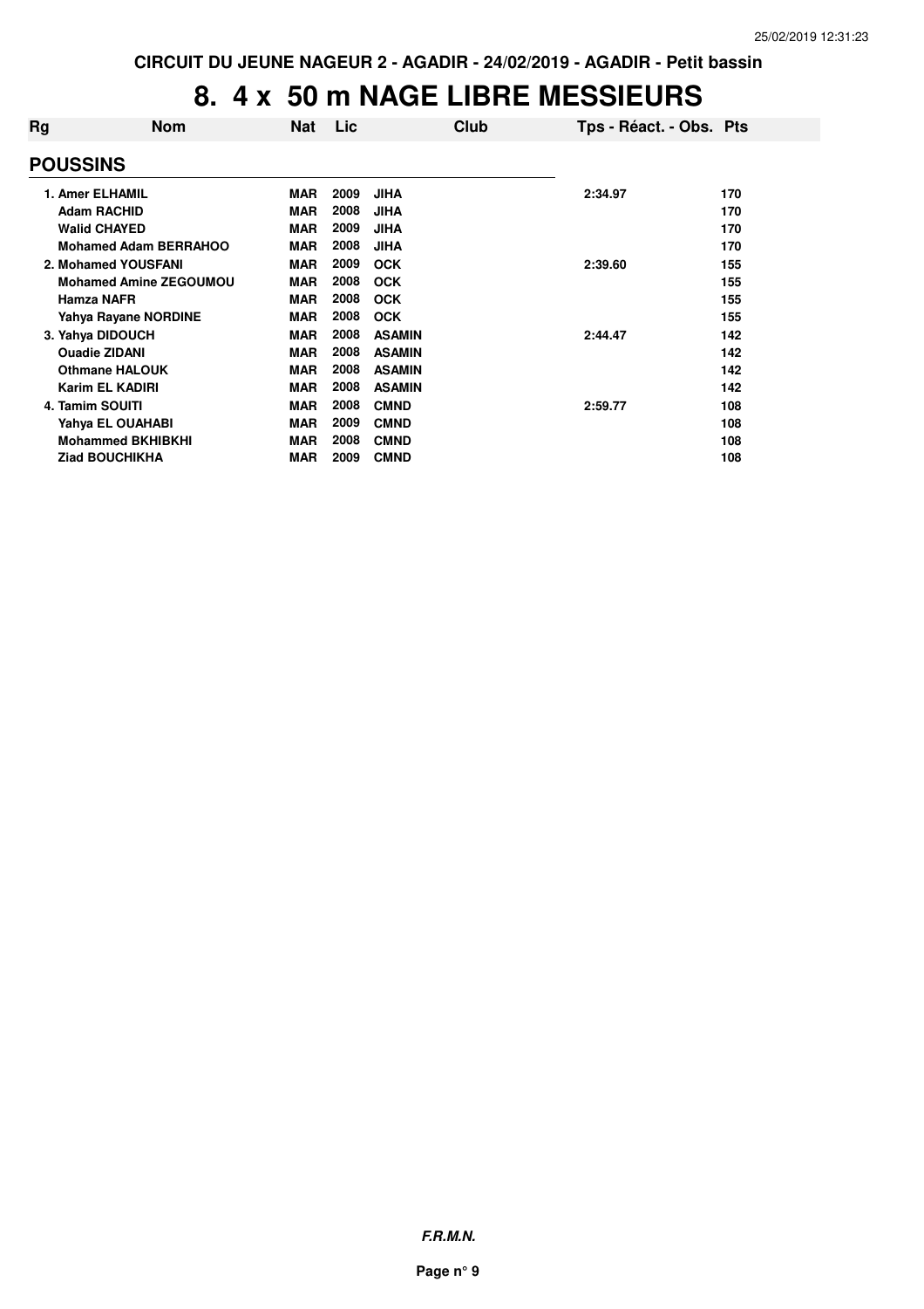CIRCUIT DU JEUNE NAGEUR 2 - AGADIR - 24/02/2019 - AGADIR - Petit bassin

# 8. 4 x 50 m NAGE LIBRE MESSIEURS

| Rg | Nom | Nat | Lic | Club | Tps - Réact. - Obs. | Pts |
|---|---|---|---|---|---|---|
| **POUSSINS** | | | | | | |
| 1. | Amer ELHAMIL | MAR | 2009 | JIHA | 2:34.97 | 170 |
| | Adam RACHID | MAR | 2008 | JIHA | | 170 |
| | Walid CHAYED | MAR | 2009 | JIHA | | 170 |
| | Mohamed Adam BERRAHOO | MAR | 2008 | JIHA | | 170 |
| 2. | Mohamed YOUSFANI | MAR | 2009 | OCK | 2:39.60 | 155 |
| | Mohamed Amine ZEGOUMOU | MAR | 2008 | OCK | | 155 |
| | Hamza NAFR | MAR | 2008 | OCK | | 155 |
| | Yahya Rayane NORDINE | MAR | 2008 | OCK | | 155 |
| 3. | Yahya DIDOUCH | MAR | 2008 | ASAMIN | 2:44.47 | 142 |
| | Ouadie ZIDANI | MAR | 2008 | ASAMIN | | 142 |
| | Othmane HALOUK | MAR | 2008 | ASAMIN | | 142 |
| | Karim EL KADIRI | MAR | 2008 | ASAMIN | | 142 |
| 4. | Tamim SOUITI | MAR | 2008 | CMND | 2:59.77 | 108 |
| | Yahya EL OUAHABI | MAR | 2009 | CMND | | 108 |
| | Mohammed BKHIBKHI | MAR | 2008 | CMND | | 108 |
| | Ziad BOUCHIKHA | MAR | 2009 | CMND | | 108 |

*F.R.M.N.*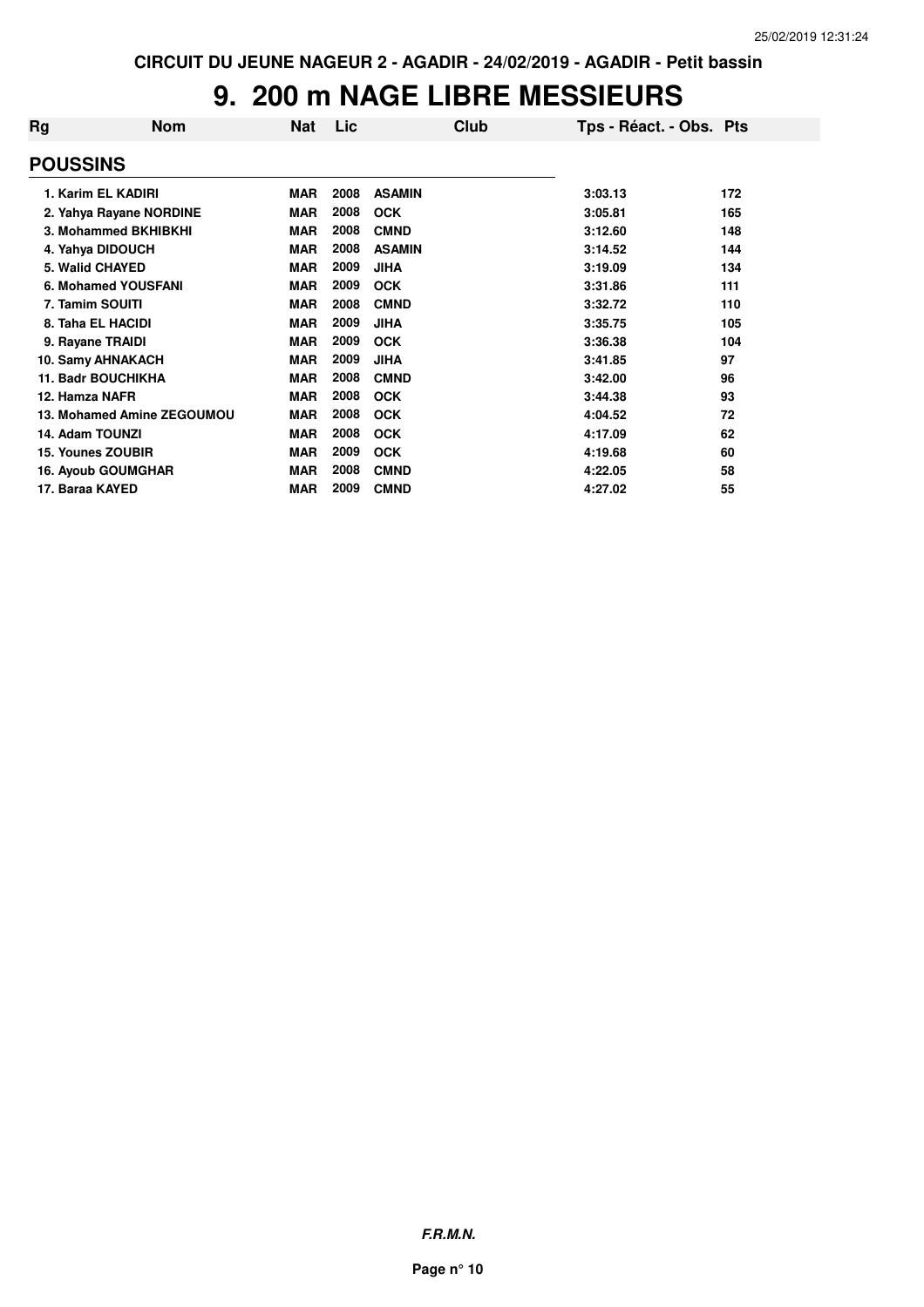CIRCUIT DU JEUNE NAGEUR 2 - AGADIR - 24/02/2019 - AGADIR - Petit bassin

# 9. 200 m NAGE LIBRE MESSIEURS

| Rg | Nom | Nat | Lic | Club | Tps - Réact. - Obs. | Pts |
|---|---|---|---|---|---|---|
| **POUSSINS** | | | | | | |
| 1. | Karim EL KADIRI | MAR | 2008 | ASAMIN | 3:03.13 | 172 |
| 2. | Yahya Rayane NORDINE | MAR | 2008 | OCK | 3:05.81 | 165 |
| 3. | Mohammed BKHIBKHI | MAR | 2008 | CMND | 3:12.60 | 148 |
| 4. | Yahya DIDOUCH | MAR | 2008 | ASAMIN | 3:14.52 | 144 |
| 5. | Walid CHAYED | MAR | 2009 | JIHA | 3:19.09 | 134 |
| 6. | Mohamed YOUSFANI | MAR | 2009 | OCK | 3:31.86 | 111 |
| 7. | Tamim SOUITI | MAR | 2008 | CMND | 3:32.72 | 110 |
| 8. | Taha EL HACIDI | MAR | 2009 | JIHA | 3:35.75 | 105 |
| 9. | Rayane TRAIDI | MAR | 2009 | OCK | 3:36.38 | 104 |
| 10. | Samy AHNAKACH | MAR | 2009 | JIHA | 3:41.85 | 97 |
| 11. | Badr BOUCHIKHA | MAR | 2008 | CMND | 3:42.00 | 96 |
| 12. | Hamza NAFR | MAR | 2008 | OCK | 3:44.38 | 93 |
| 13. | Mohamed Amine ZEGOUMOU | MAR | 2008 | OCK | 4:04.52 | 72 |
| 14. | Adam TOUNZI | MAR | 2008 | OCK | 4:17.09 | 62 |
| 15. | Younes ZOUBIR | MAR | 2009 | OCK | 4:19.68 | 60 |
| 16. | Ayoub GOUMGHAR | MAR | 2008 | CMND | 4:22.05 | 58 |
| 17. | Baraa KAYED | MAR | 2009 | CMND | 4:27.02 | 55 |

*F.R.M.N.*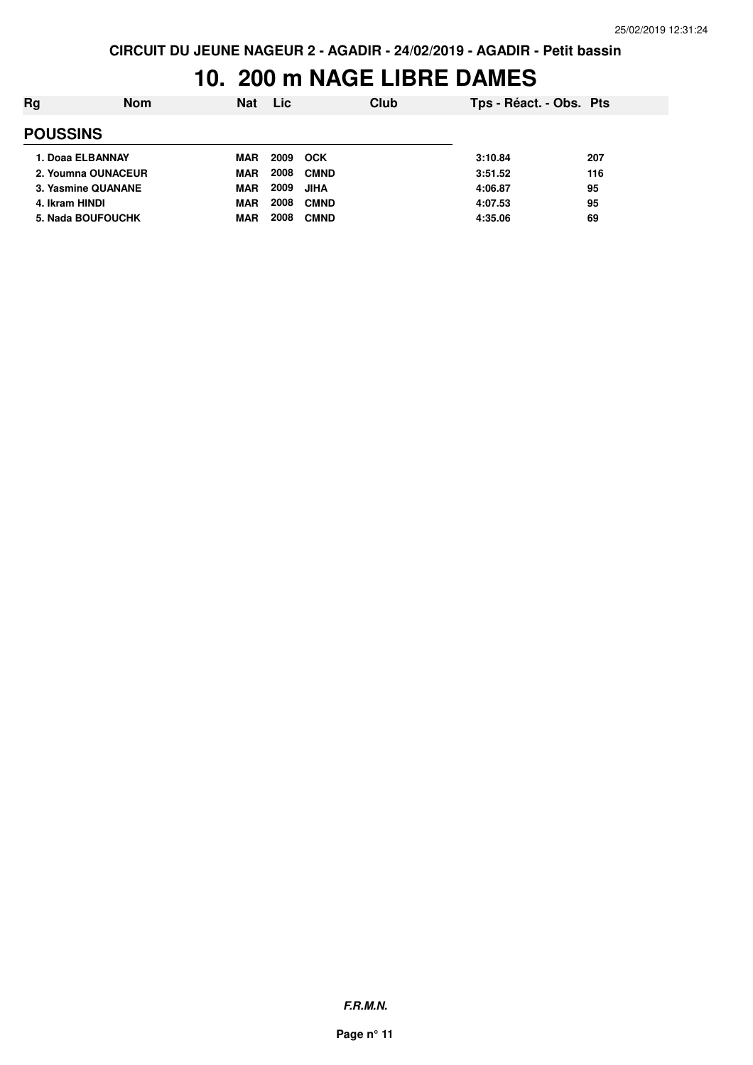CIRCUIT DU JEUNE NAGEUR 2 - AGADIR - 24/02/2019 - AGADIR - Petit bassin

# 10. 200 m NAGE LIBRE DAMES

| Rg | Nom | Nat | Lic | Club | Tps - Réact. - Obs. | Pts |
|---|---|---|---|---|---|---|
| **POUSSINS** | | | | | | |
| 1. Doaa ELBANNAY | | MAR | 2009 | OCK | 3:10.84 | 207 |
| 2. Youmna OUNACEUR | | MAR | 2008 | CMND | 3:51.52 | 116 |
| 3. Yasmine QUANANE | | MAR | 2009 | JIHA | 4:06.87 | 95 |
| 4. Ikram HINDI | | MAR | 2008 | CMND | 4:07.53 | 95 |
| 5. Nada BOUFOUCHK | | MAR | 2008 | CMND | 4:35.06 | 69 |

***F.R.M.N.***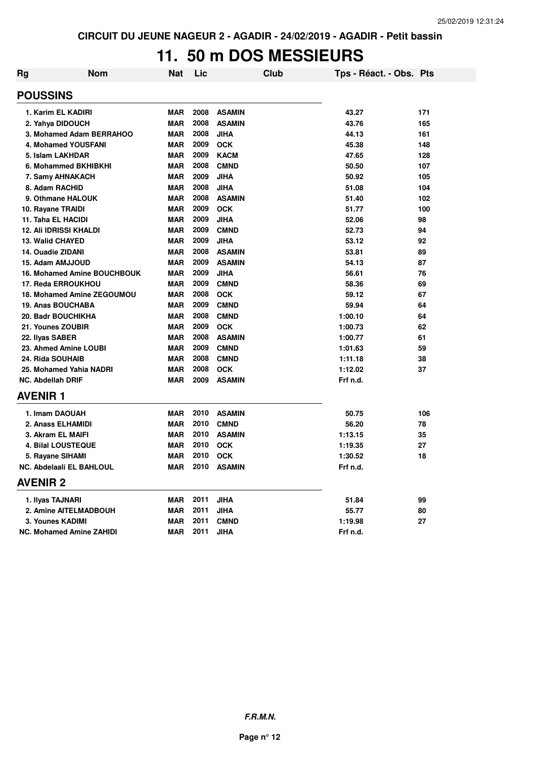CIRCUIT DU JEUNE NAGEUR 2 - AGADIR - 24/02/2019 - AGADIR - Petit bassin

# 11. 50 m DOS MESSIEURS

| Rg | Nom | Nat | Lic | Club | Tps - Réact. - Obs. | Pts |
|---|---|---|---|---|---|---|
| **POUSSINS** | | | | | | |
| 1. Karim EL KADIRI | | MAR | 2008 | ASAMIN | 43.27 | 171 |
| 2. Yahya DIDOUCH | | MAR | 2008 | ASAMIN | 43.76 | 165 |
| 3. Mohamed Adam BERRAHOO | | MAR | 2008 | JIHA | 44.13 | 161 |
| 4. Mohamed YOUSFANI | | MAR | 2009 | OCK | 45.38 | 148 |
| 5. Islam LAKHDAR | | MAR | 2009 | KACM | 47.65 | 128 |
| 6. Mohammed BKHIBKHI | | MAR | 2008 | CMND | 50.50 | 107 |
| 7. Samy AHNAKACH | | MAR | 2009 | JIHA | 50.92 | 105 |
| 8. Adam RACHID | | MAR | 2008 | JIHA | 51.08 | 104 |
| 9. Othmane HALOUK | | MAR | 2008 | ASAMIN | 51.40 | 102 |
| 10. Rayane TRAIDI | | MAR | 2009 | OCK | 51.77 | 100 |
| 11. Taha EL HACIDI | | MAR | 2009 | JIHA | 52.06 | 98 |
| 12. Ali IDRISSI KHALDI | | MAR | 2009 | CMND | 52.73 | 94 |
| 13. Walid CHAYED | | MAR | 2009 | JIHA | 53.12 | 92 |
| 14. Ouadie ZIDANI | | MAR | 2008 | ASAMIN | 53.81 | 89 |
| 15. Adam AMJJOUD | | MAR | 2009 | ASAMIN | 54.13 | 87 |
| 16. Mohamed Amine BOUCHBOUK | | MAR | 2009 | JIHA | 56.61 | 76 |
| 17. Reda ERROUKHOU | | MAR | 2009 | CMND | 58.36 | 69 |
| 18. Mohamed Amine ZEGOUMOU | | MAR | 2008 | OCK | 59.12 | 67 |
| 19. Anas BOUCHABA | | MAR | 2009 | CMND | 59.94 | 64 |
| 20. Badr BOUCHIKHA | | MAR | 2008 | CMND | 1:00.10 | 64 |
| 21. Younes ZOUBIR | | MAR | 2009 | OCK | 1:00.73 | 62 |
| 22. Ilyas SABER | | MAR | 2008 | ASAMIN | 1:00.77 | 61 |
| 23. Ahmed Amine LOUBI | | MAR | 2009 | CMND | 1:01.63 | 59 |
| 24. Rida SOUHAIB | | MAR | 2008 | CMND | 1:11.18 | 38 |
| 25. Mohamed Yahia NADRI | | MAR | 2008 | OCK | 1:12.02 | 37 |
| NC. Abdellah DRIF | | MAR | 2009 | ASAMIN | Frf n.d. | |
| **AVENIR 1** | | | | | | |
| 1. Imam DAOUAH | | MAR | 2010 | ASAMIN | 50.75 | 106 |
| 2. Anass ELHAMIDI | | MAR | 2010 | CMND | 56.20 | 78 |
| 3. Akram EL MAIFI | | MAR | 2010 | ASAMIN | 1:13.15 | 35 |
| 4. Bilal LOUSTEQUE | | MAR | 2010 | OCK | 1:19.35 | 27 |
| 5. Rayane SIHAMI | | MAR | 2010 | OCK | 1:30.52 | 18 |
| NC. Abdelaali EL BAHLOUL | | MAR | 2010 | ASAMIN | Frf n.d. | |
| **AVENIR 2** | | | | | | |
| 1. Ilyas TAJNARI | | MAR | 2011 | JIHA | 51.84 | 99 |
| 2. Amine AITELMADBOUH | | MAR | 2011 | JIHA | 55.77 | 80 |
| 3. Younes KADIMI | | MAR | 2011 | CMND | 1:19.98 | 27 |
| NC. Mohamed Amine ZAHIDI | | MAR | 2011 | JIHA | Frf n.d. | |

***F.R.M.N.***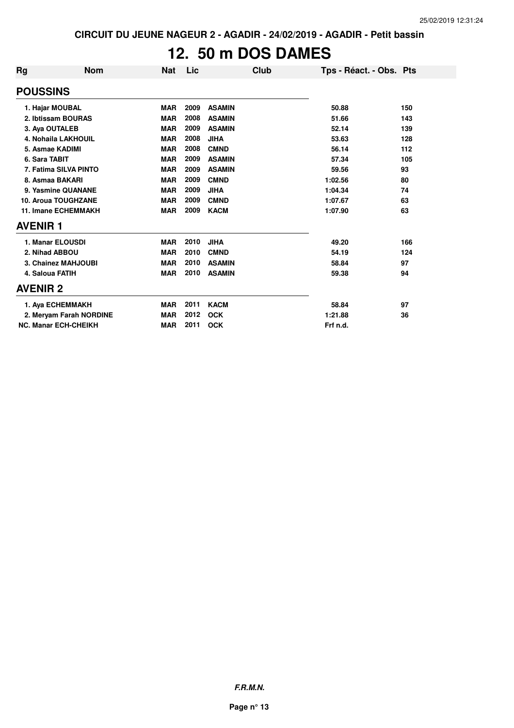CIRCUIT DU JEUNE NAGEUR 2 - AGADIR - 24/02/2019 - AGADIR - Petit bassin

# 12. 50 m DOS DAMES

| Rg | Nom | Nat | Lic | Club | Tps - Réact. - Obs. | Pts |
|---|---|---|---|---|---|---|
| **POUSSINS** | | | | | | |
| 1. Hajar MOUBAL | | MAR | 2009 | ASAMIN | 50.88 | 150 |
| 2. Ibtissam BOURAS | | MAR | 2008 | ASAMIN | 51.66 | 143 |
| 3. Aya OUTALEB | | MAR | 2009 | ASAMIN | 52.14 | 139 |
| 4. Nohaila LAKHOUIL | | MAR | 2008 | JIHA | 53.63 | 128 |
| 5. Asmae KADIMI | | MAR | 2008 | CMND | 56.14 | 112 |
| 6. Sara TABIT | | MAR | 2009 | ASAMIN | 57.34 | 105 |
| 7. Fatima SILVA PINTO | | MAR | 2009 | ASAMIN | 59.56 | 93 |
| 8. Asmaa BAKARI | | MAR | 2009 | CMND | 1:02.56 | 80 |
| 9. Yasmine QUANANE | | MAR | 2009 | JIHA | 1:04.34 | 74 |
| 10. Aroua TOUGHZANE | | MAR | 2009 | CMND | 1:07.67 | 63 |
| 11. Imane ECHEMMAKH | | MAR | 2009 | KACM | 1:07.90 | 63 |
| **AVENIR 1** | | | | | | |
| 1. Manar ELOUSDI | | MAR | 2010 | JIHA | 49.20 | 166 |
| 2. Nihad ABBOU | | MAR | 2010 | CMND | 54.19 | 124 |
| 3. Chainez MAHJOUBI | | MAR | 2010 | ASAMIN | 58.84 | 97 |
| 4. Saloua FATIH | | MAR | 2010 | ASAMIN | 59.38 | 94 |
| **AVENIR 2** | | | | | | |
| 1. Aya ECHEMMAKH | | MAR | 2011 | KACM | 58.84 | 97 |
| 2. Meryam Farah NORDINE | | MAR | 2012 | OCK | 1:21.88 | 36 |
| NC. Manar ECH-CHEIKH | | MAR | 2011 | OCK | Frf n.d. | |

*F.R.M.N.*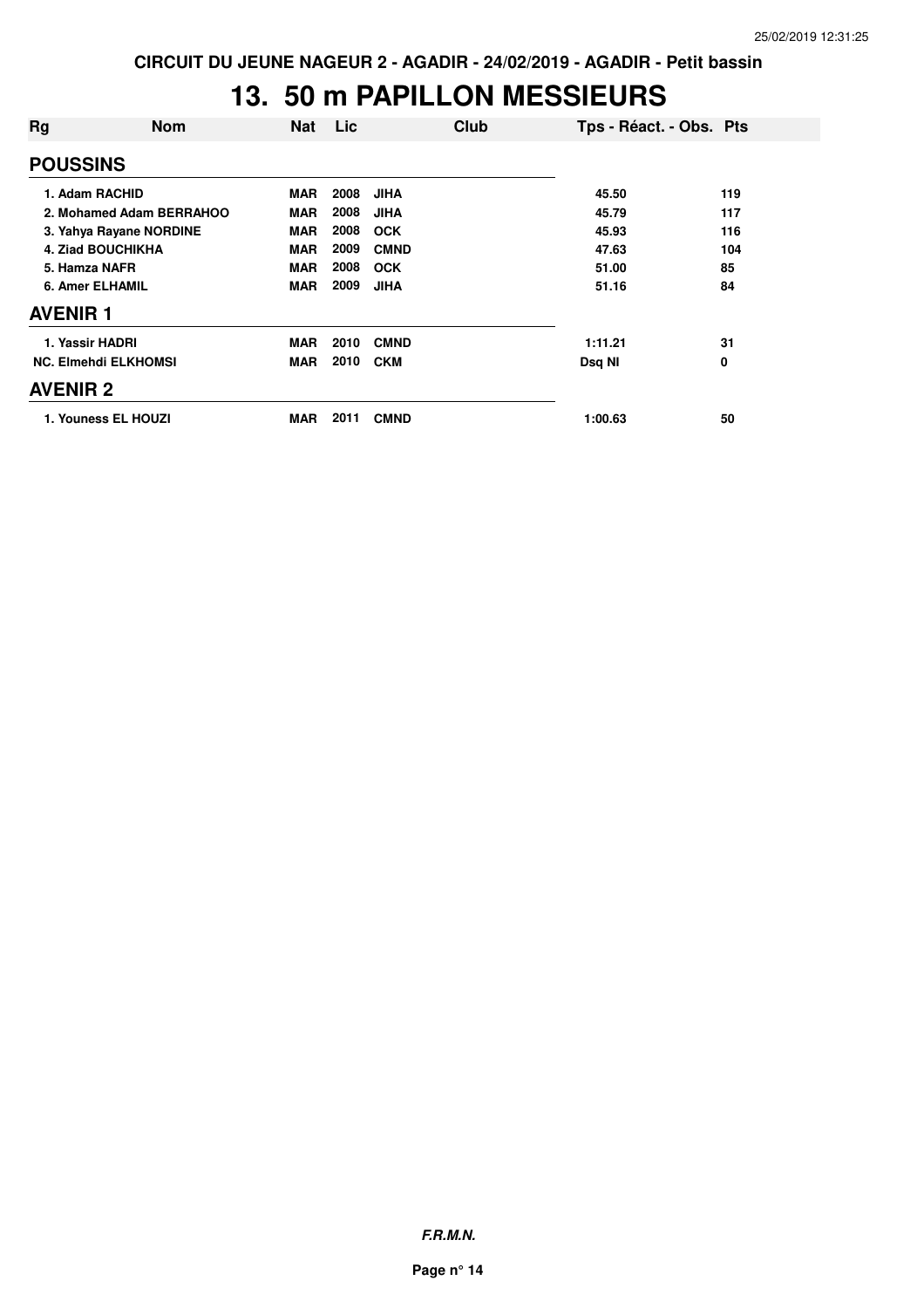# 13. 50 m PAPILLON MESSIEURS

| Rg | Nom | Nat | Lic | Club | Tps - Réact. - Obs. | Pts |
|---|---|---|---|---|---|---|
| **POUSSINS** | | | | | | |
| 1. | Adam RACHID | MAR | 2008 | JIHA | 45.50 | 119 |
| 2. | Mohamed Adam BERRAHOO | MAR | 2008 | JIHA | 45.79 | 117 |
| 3. | Yahya Rayane NORDINE | MAR | 2008 | OCK | 45.93 | 116 |
| 4. | Ziad BOUCHIKHA | MAR | 2009 | CMND | 47.63 | 104 |
| 5. | Hamza NAFR | MAR | 2008 | OCK | 51.00 | 85 |
| 6. | Amer ELHAMIL | MAR | 2009 | JIHA | 51.16 | 84 |
| **AVENIR 1** | | | | | | |
| 1. | Yassir HADRI | MAR | 2010 | CMND | 1:11.21 | 31 |
| NC. | Elmehdi ELKHOMSI | MAR | 2010 | CKM | Dsq NI | 0 |
| **AVENIR 2** | | | | | | |
| 1. | Youness EL HOUZI | MAR | 2011 | CMND | 1:00.63 | 50 |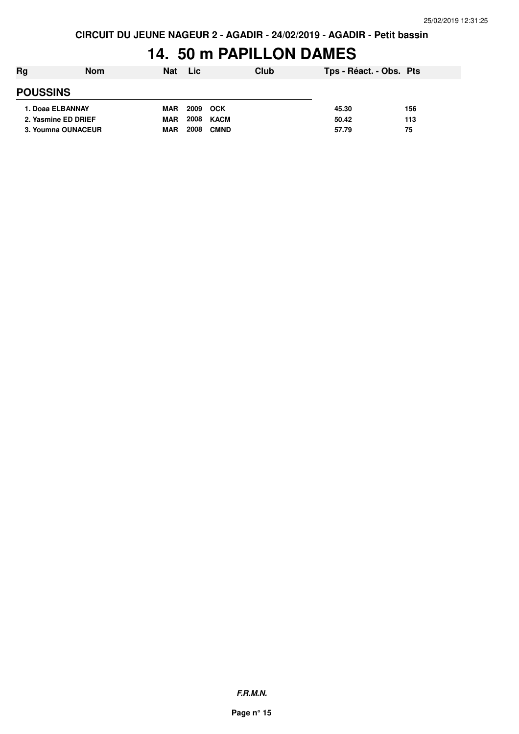CIRCUIT DU JEUNE NAGEUR 2 - AGADIR - 24/02/2019 - AGADIR - Petit bassin

# 14. 50 m PAPILLON DAMES

| Rg | Nom | Nat | Lic | Club | Tps - Réact. - Obs. | Pts |
|---|---|---|---|---|---|---|
| **POUSSINS** | | | | | | |
| 1. | Doaa ELBANNAY | MAR | 2009 | OCK | 45.30 | 156 |
| 2. | Yasmine ED DRIEF | MAR | 2008 | KACM | 50.42 | 113 |
| 3. | Youmna OUNACEUR | MAR | 2008 | CMND | 57.79 | 75 |

***F.R.M.N.***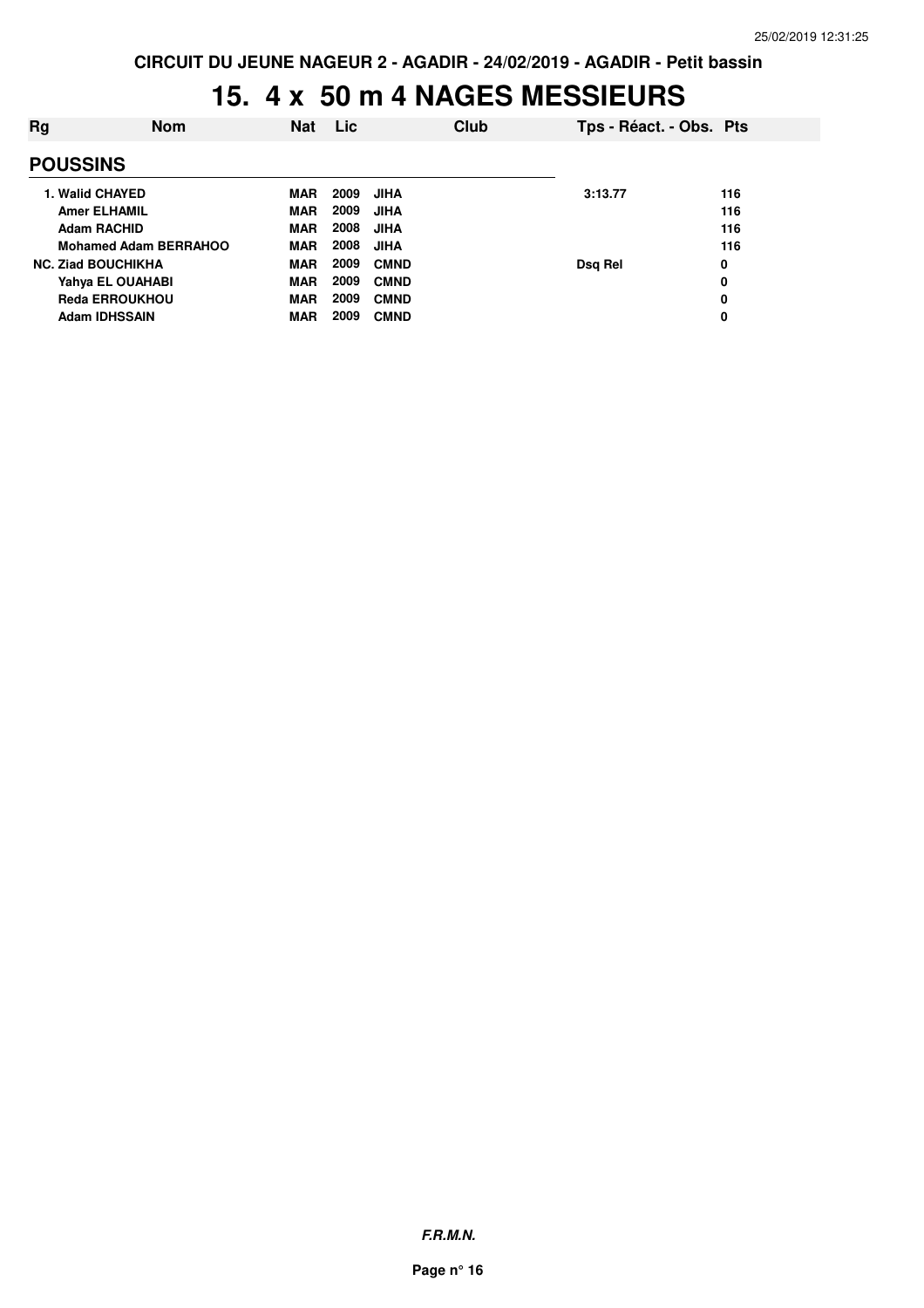CIRCUIT DU JEUNE NAGEUR 2 - AGADIR - 24/02/2019 - AGADIR - Petit bassin

# 15. 4 x 50 m 4 NAGES MESSIEURS

| Rg | Nom | Nat | Lic | Club | Tps - Réact. - Obs. | Pts |
|---|---|---|---|---|---|---|
| **POUSSINS** | | | | | | |
| 1. | Walid CHAYED | MAR | 2009 | JIHA | 3:13.77 | 116 |
| | Amer ELHAMIL | MAR | 2009 | JIHA | | 116 |
| | Adam RACHID | MAR | 2008 | JIHA | | 116 |
| | Mohamed Adam BERRAHOO | MAR | 2008 | JIHA | | 116 |
| NC. | Ziad BOUCHIKHA | MAR | 2009 | CMND | Dsq Rel | 0 |
| | Yahya EL OUAHABI | MAR | 2009 | CMND | | 0 |
| | Reda ERROUKHOU | MAR | 2009 | CMND | | 0 |
| | Adam IDHSSAIN | MAR | 2009 | CMND | | 0 |

*F.R.M.N.*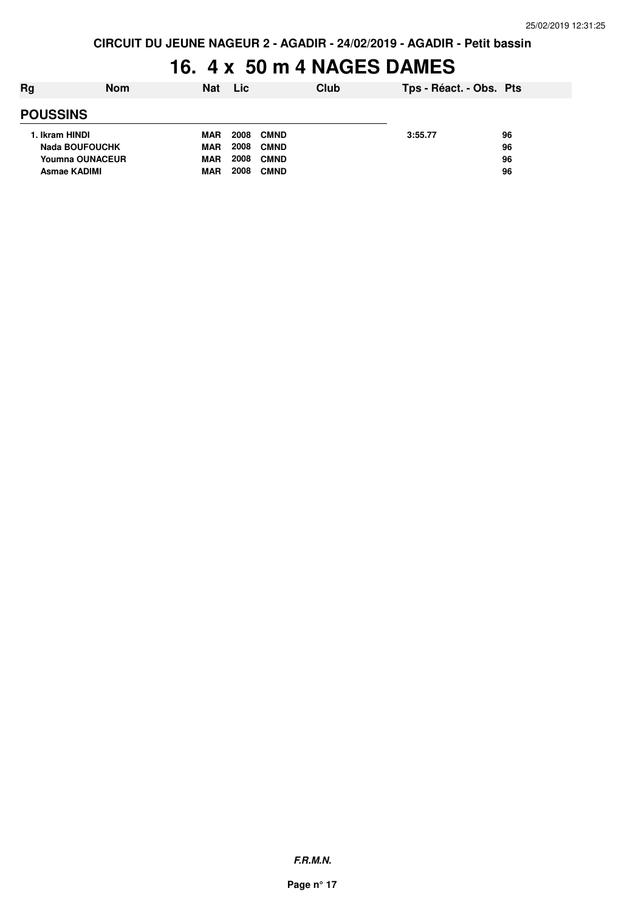# 16. 4 x 50 m 4 NAGES DAMES

| Rg | Nom | Nat | Lic | Club | Tps - Réact. - Obs. | Pts |
|---|---|---|---|---|---|---|
| **POUSSINS** | | | | | | |
| 1. | Ikram HINDI | MAR | 2008 | CMND | 3:55.77 | 96 |
| | Nada BOUFOUCHK | MAR | 2008 | CMND | | 96 |
| | Youmna OUNACEUR | MAR | 2008 | CMND | | 96 |
| | Asmae KADIMI | MAR | 2008 | CMND | | 96 |